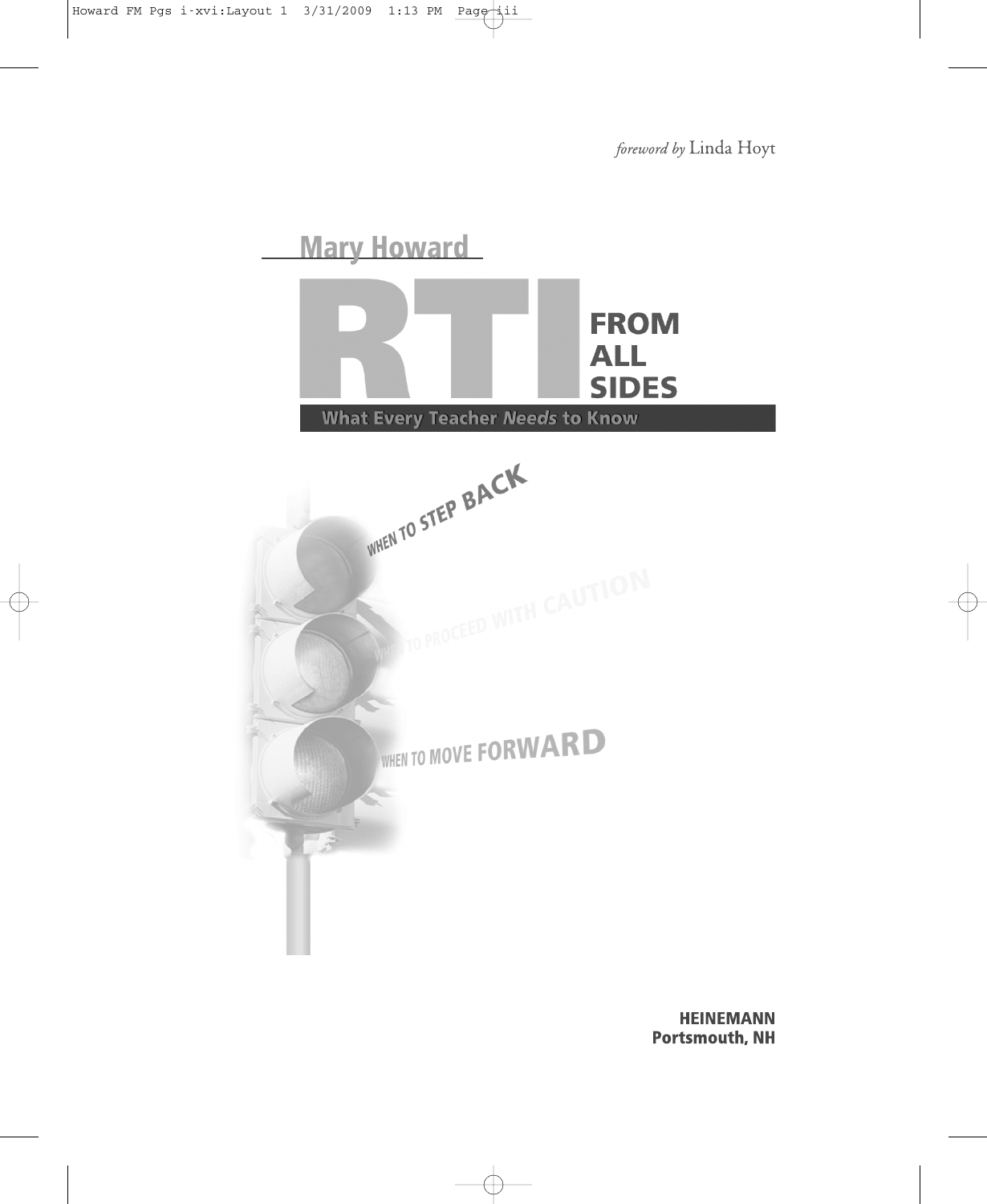*foreword by* Linda Hoyt

Mary Howard

# RTI FROM ALL SIDES

## What Every Teacher *Needs* to Know

WHEN TO STEP BACK

WHEN TO PROCEED WITH CAUTION

WHEN TO MOVE FORWARD

**HEINEMANN**
**Portsmouth, NH**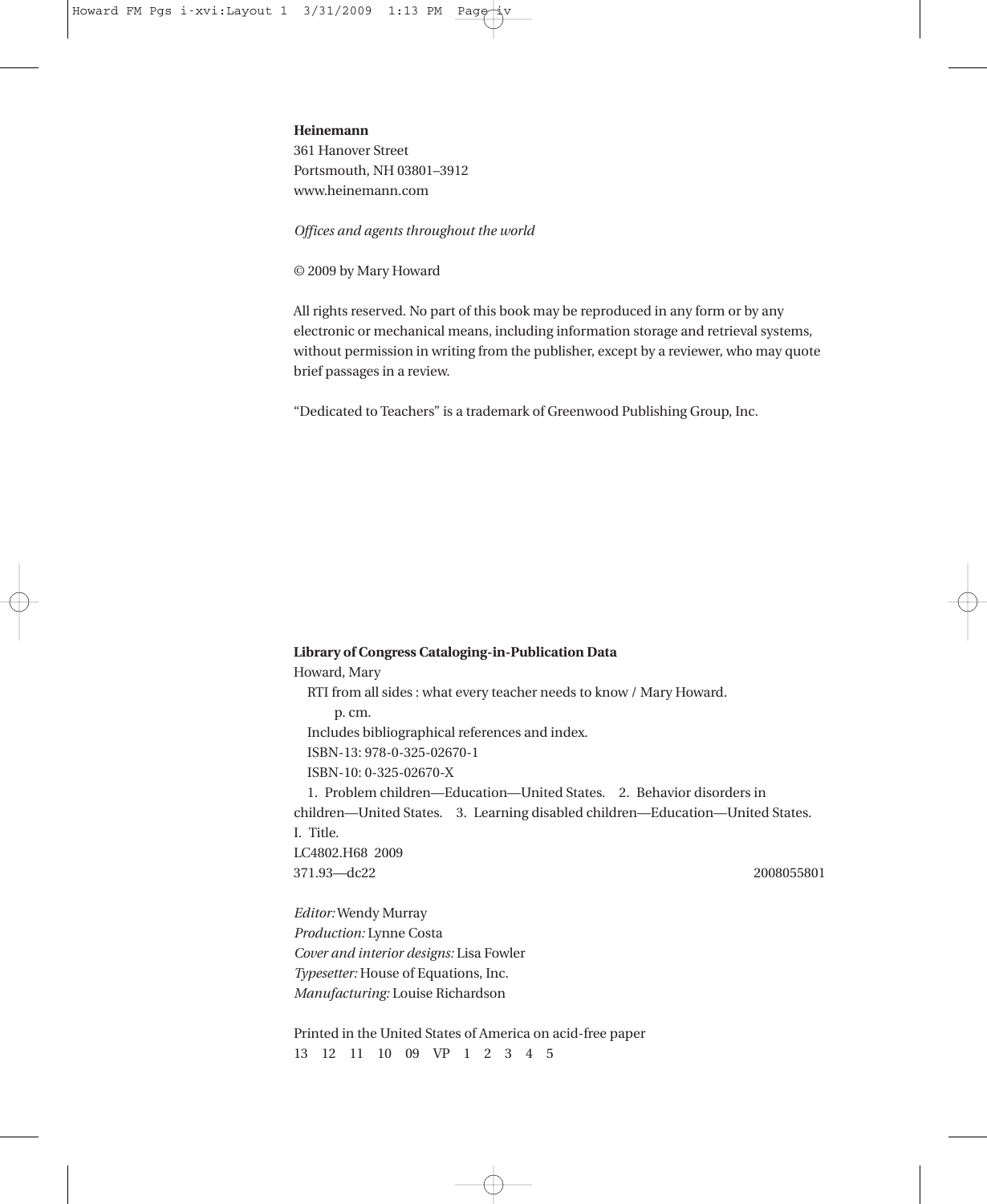**Heinemann**
361 Hanover Street
Portsmouth, NH 03801–3912
www.heinemann.com

*Offices and agents throughout the world*

© 2009 by Mary Howard

All rights reserved. No part of this book may be reproduced in any form or by any electronic or mechanical means, including information storage and retrieval systems, without permission in writing from the publisher, except by a reviewer, who may quote brief passages in a review.

"Dedicated to Teachers" is a trademark of Greenwood Publishing Group, Inc.

**Library of Congress Cataloging-in-Publication Data**

Howard, Mary
  RTI from all sides : what every teacher needs to know / Mary Howard.
    p. cm.
  Includes bibliographical references and index.
  ISBN-13: 978-0-325-02670-1
  ISBN-10: 0-325-02670-X
  1. Problem children—Education—United States. 2. Behavior disorders in children—United States. 3. Learning disabled children—Education—United States.
I. Title.
LC4802.H68 2009
371.93—dc22 2008055801

*Editor:* Wendy Murray
*Production:* Lynne Costa
*Cover and interior designs:* Lisa Fowler
*Typesetter:* House of Equations, Inc.
*Manufacturing:* Louise Richardson

Printed in the United States of America on acid-free paper
13 12 11 10 09 VP 1 2 3 4 5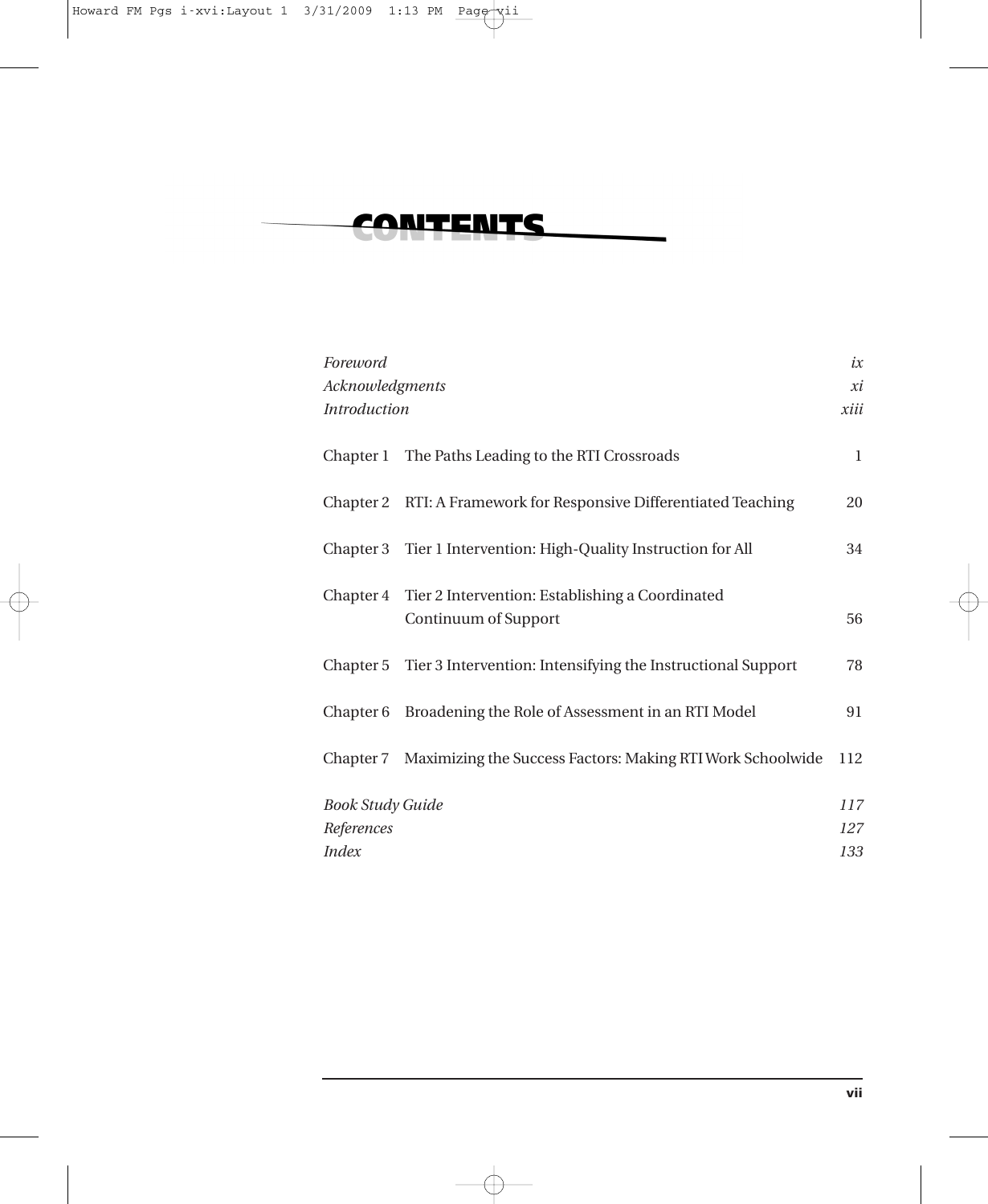# CONTENTS

| | | |
|---|---|---|
| *Foreword* | | *ix* |
| *Acknowledgments* | | *xi* |
| *Introduction* | | *xiii* |
| Chapter 1 | The Paths Leading to the RTI Crossroads | 1 |
| Chapter 2 | RTI: A Framework for Responsive Differentiated Teaching | 20 |
| Chapter 3 | Tier 1 Intervention: High-Quality Instruction for All | 34 |
| Chapter 4 | Tier 2 Intervention: Establishing a Coordinated Continuum of Support | 56 |
| Chapter 5 | Tier 3 Intervention: Intensifying the Instructional Support | 78 |
| Chapter 6 | Broadening the Role of Assessment in an RTI Model | 91 |
| Chapter 7 | Maximizing the Success Factors: Making RTI Work Schoolwide | 112 |
| *Book Study Guide* | | *117* |
| *References* | | *127* |
| *Index* | | *133* |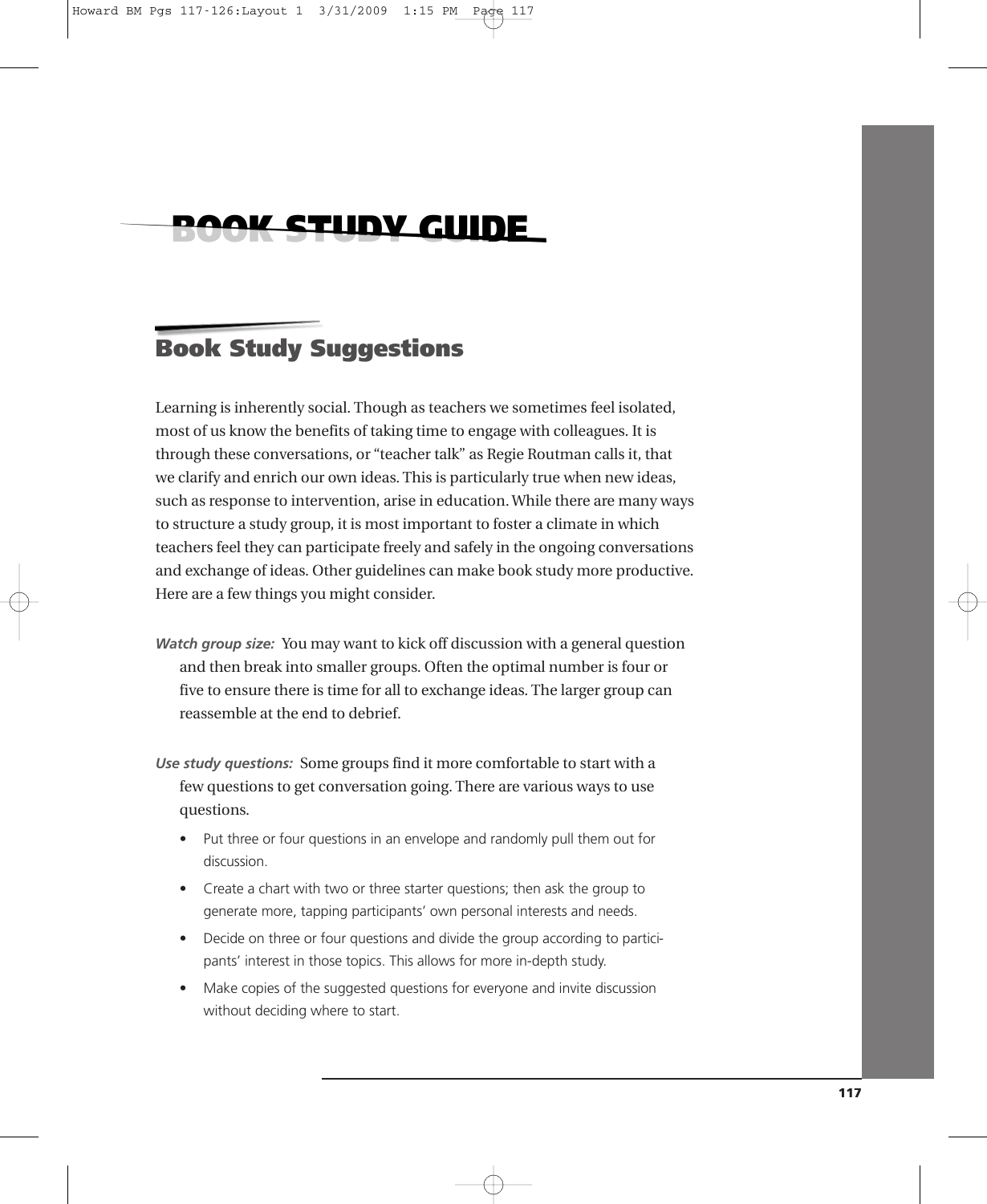# BOOK STUDY GUIDE

## Book Study Suggestions

Learning is inherently social. Though as teachers we sometimes feel isolated, most of us know the benefits of taking time to engage with colleagues. It is through these conversations, or "teacher talk" as Regie Routman calls it, that we clarify and enrich our own ideas. This is particularly true when new ideas, such as response to intervention, arise in education. While there are many ways to structure a study group, it is most important to foster a climate in which teachers feel they can participate freely and safely in the ongoing conversations and exchange of ideas. Other guidelines can make book study more productive. Here are a few things you might consider.

***Watch group size:*** You may want to kick off discussion with a general question and then break into smaller groups. Often the optimal number is four or five to ensure there is time for all to exchange ideas. The larger group can reassemble at the end to debrief.

***Use study questions:*** Some groups find it more comfortable to start with a few questions to get conversation going. There are various ways to use questions.

- Put three or four questions in an envelope and randomly pull them out for discussion.
- Create a chart with two or three starter questions; then ask the group to generate more, tapping participants' own personal interests and needs.
- Decide on three or four questions and divide the group according to participants' interest in those topics. This allows for more in-depth study.
- Make copies of the suggested questions for everyone and invite discussion without deciding where to start.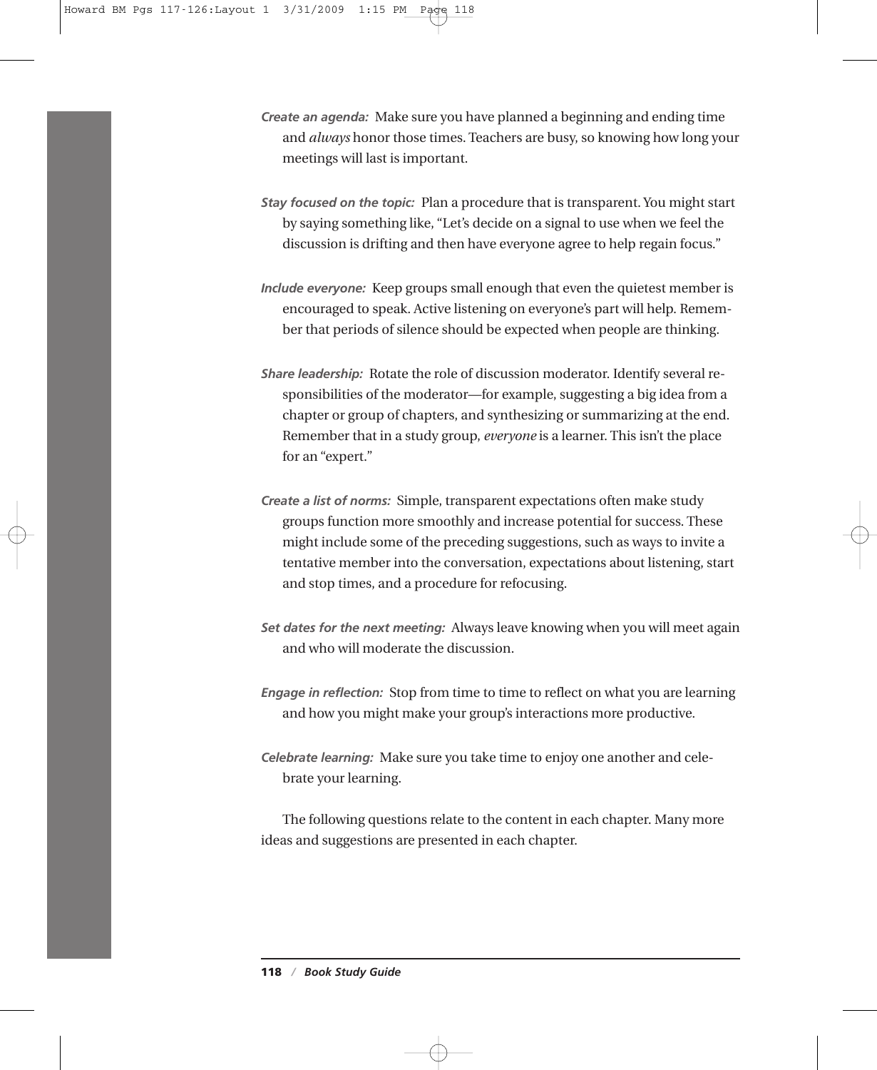*Create an agenda:* Make sure you have planned a beginning and ending time and *always* honor those times. Teachers are busy, so knowing how long your meetings will last is important.

*Stay focused on the topic:* Plan a procedure that is transparent. You might start by saying something like, "Let's decide on a signal to use when we feel the discussion is drifting and then have everyone agree to help regain focus."

*Include everyone:* Keep groups small enough that even the quietest member is encouraged to speak. Active listening on everyone's part will help. Remember that periods of silence should be expected when people are thinking.

*Share leadership:* Rotate the role of discussion moderator. Identify several responsibilities of the moderator—for example, suggesting a big idea from a chapter or group of chapters, and synthesizing or summarizing at the end. Remember that in a study group, *everyone* is a learner. This isn't the place for an "expert."

*Create a list of norms:* Simple, transparent expectations often make study groups function more smoothly and increase potential for success. These might include some of the preceding suggestions, such as ways to invite a tentative member into the conversation, expectations about listening, start and stop times, and a procedure for refocusing.

*Set dates for the next meeting:* Always leave knowing when you will meet again and who will moderate the discussion.

*Engage in reflection:* Stop from time to time to reflect on what you are learning and how you might make your group's interactions more productive.

*Celebrate learning:* Make sure you take time to enjoy one another and celebrate your learning.

The following questions relate to the content in each chapter. Many more ideas and suggestions are presented in each chapter.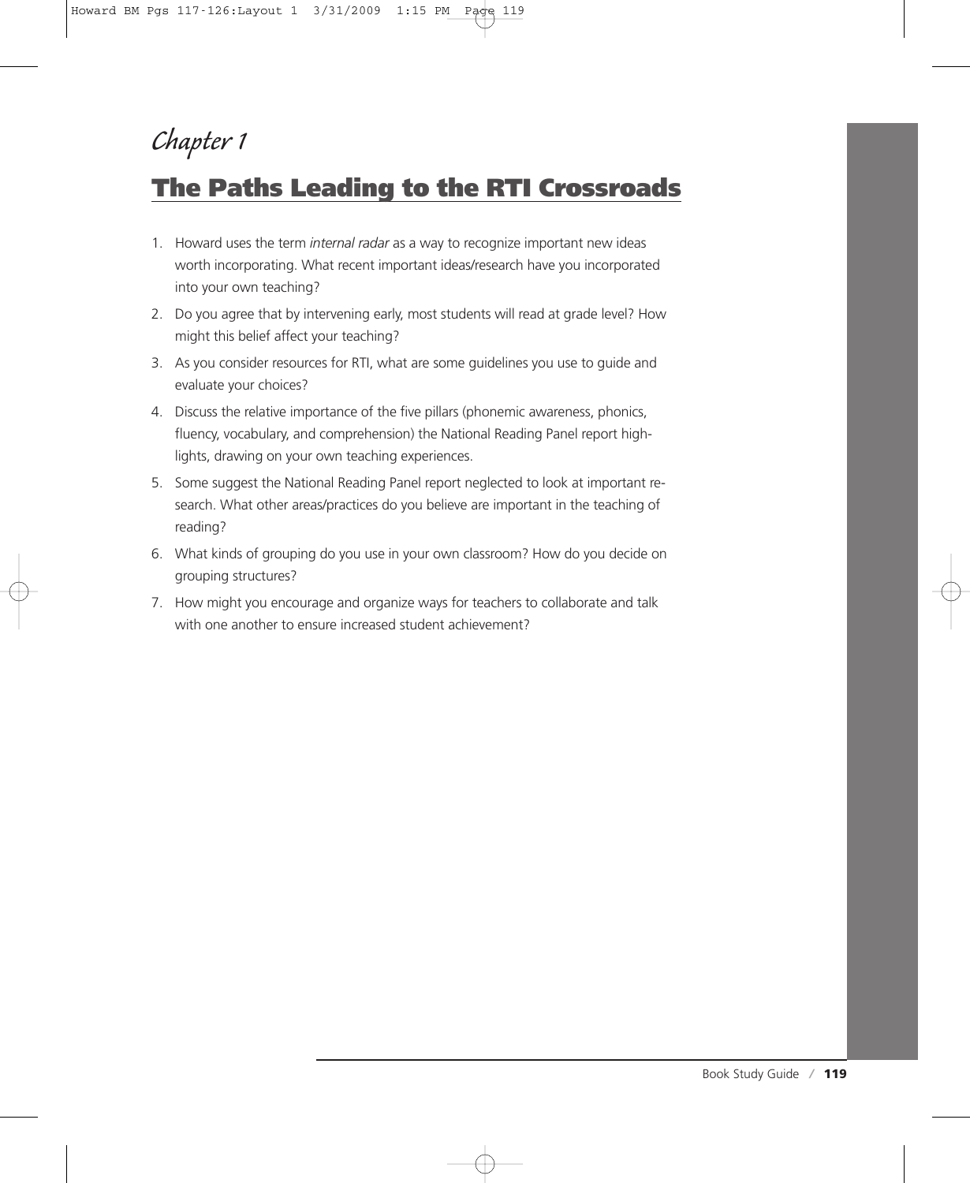*Chapter 1*

# The Paths Leading to the RTI Crossroads

1. Howard uses the term *internal radar* as a way to recognize important new ideas worth incorporating. What recent important ideas/research have you incorporated into your own teaching?
2. Do you agree that by intervening early, most students will read at grade level? How might this belief affect your teaching?
3. As you consider resources for RTI, what are some guidelines you use to guide and evaluate your choices?
4. Discuss the relative importance of the five pillars (phonemic awareness, phonics, fluency, vocabulary, and comprehension) the National Reading Panel report highlights, drawing on your own teaching experiences.
5. Some suggest the National Reading Panel report neglected to look at important research. What other areas/practices do you believe are important in the teaching of reading?
6. What kinds of grouping do you use in your own classroom? How do you decide on grouping structures?
7. How might you encourage and organize ways for teachers to collaborate and talk with one another to ensure increased student achievement?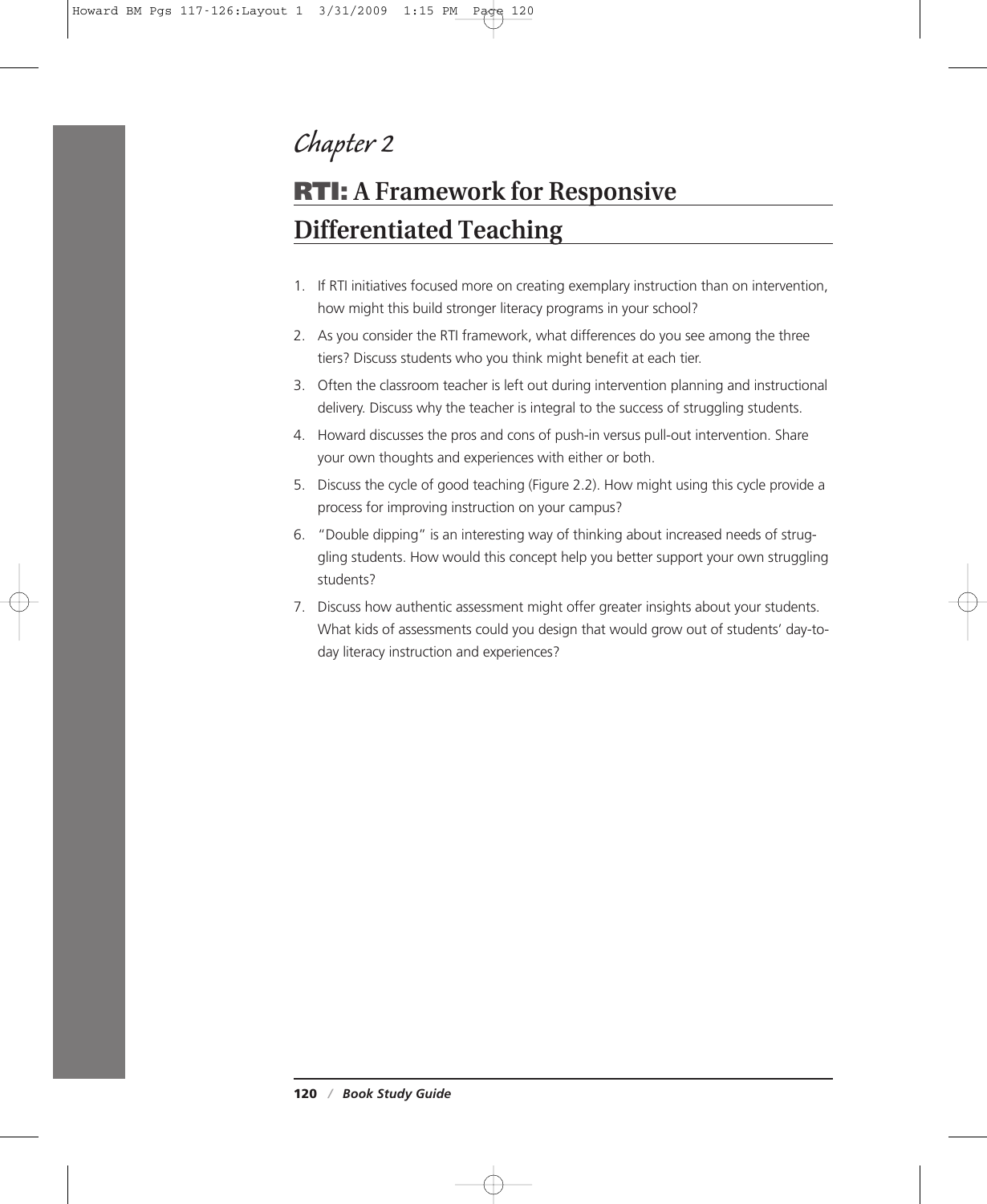*Chapter 2*

# RTI: A Framework for Responsive Differentiated Teaching

1. If RTI initiatives focused more on creating exemplary instruction than on intervention, how might this build stronger literacy programs in your school?
2. As you consider the RTI framework, what differences do you see among the three tiers? Discuss students who you think might benefit at each tier.
3. Often the classroom teacher is left out during intervention planning and instructional delivery. Discuss why the teacher is integral to the success of struggling students.
4. Howard discusses the pros and cons of push-in versus pull-out intervention. Share your own thoughts and experiences with either or both.
5. Discuss the cycle of good teaching (Figure 2.2). How might using this cycle provide a process for improving instruction on your campus?
6. "Double dipping" is an interesting way of thinking about increased needs of struggling students. How would this concept help you better support your own struggling students?
7. Discuss how authentic assessment might offer greater insights about your students. What kids of assessments could you design that would grow out of students' day-to-day literacy instruction and experiences?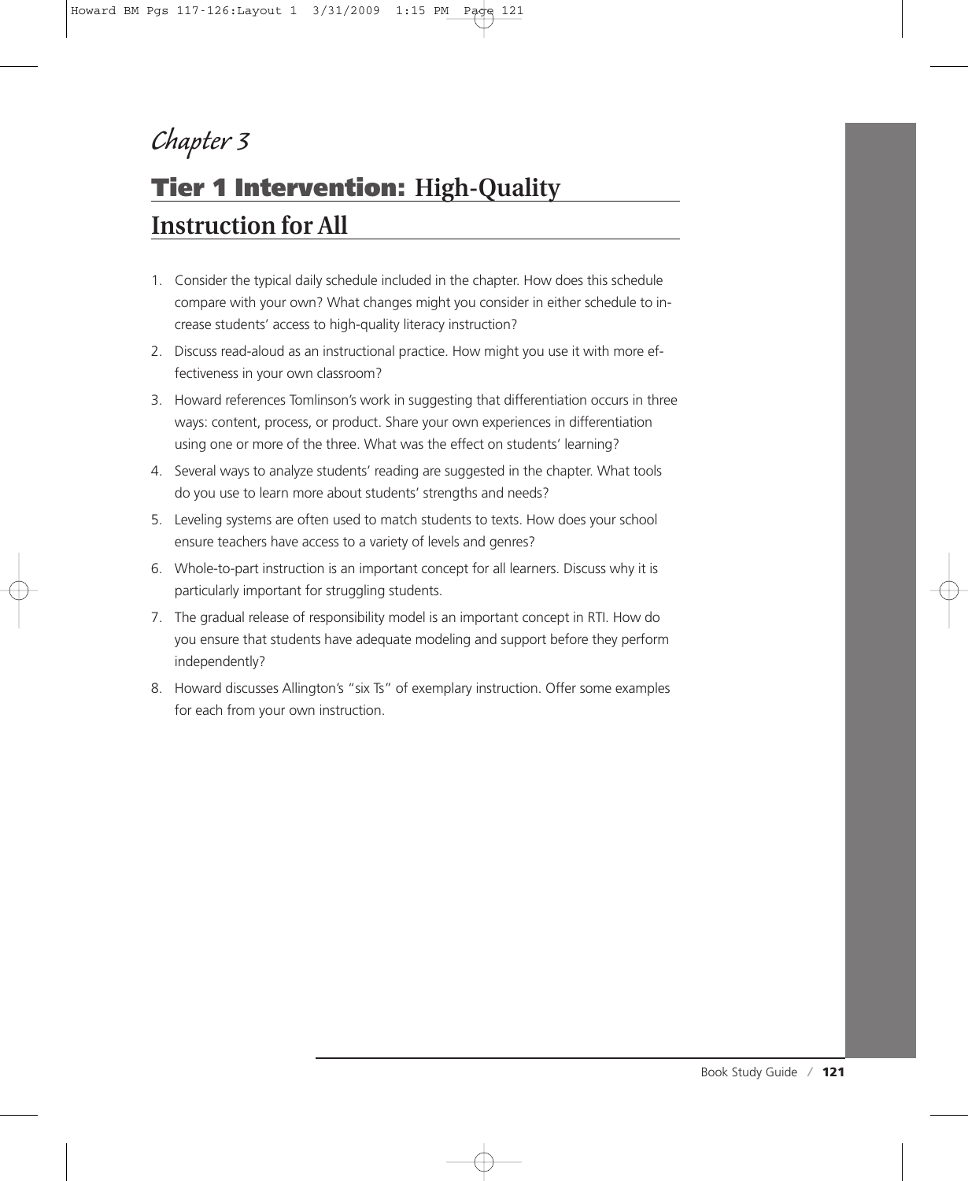## Chapter 3

# **Tier 1 Intervention:** High-Quality Instruction for All

1. Consider the typical daily schedule included in the chapter. How does this schedule compare with your own? What changes might you consider in either schedule to increase students' access to high-quality literacy instruction?
2. Discuss read-aloud as an instructional practice. How might you use it with more effectiveness in your own classroom?
3. Howard references Tomlinson's work in suggesting that differentiation occurs in three ways: content, process, or product. Share your own experiences in differentiation using one or more of the three. What was the effect on students' learning?
4. Several ways to analyze students' reading are suggested in the chapter. What tools do you use to learn more about students' strengths and needs?
5. Leveling systems are often used to match students to texts. How does your school ensure teachers have access to a variety of levels and genres?
6. Whole-to-part instruction is an important concept for all learners. Discuss why it is particularly important for struggling students.
7. The gradual release of responsibility model is an important concept in RTI. How do you ensure that students have adequate modeling and support before they perform independently?
8. Howard discusses Allington's "six Ts" of exemplary instruction. Offer some examples for each from your own instruction.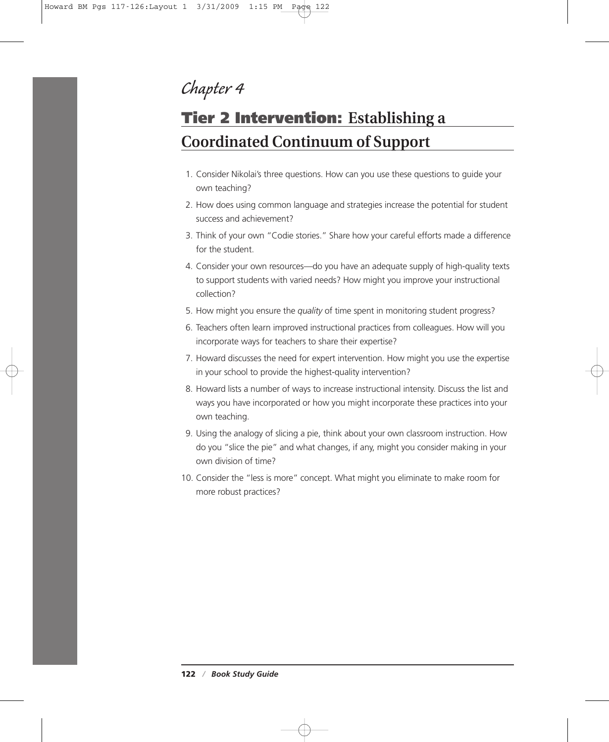*Chapter 4*

# **Tier 2 Intervention:** Establishing a Coordinated Continuum of Support

1. Consider Nikolai's three questions. How can you use these questions to guide your own teaching?
2. How does using common language and strategies increase the potential for student success and achievement?
3. Think of your own "Codie stories." Share how your careful efforts made a difference for the student.
4. Consider your own resources—do you have an adequate supply of high-quality texts to support students with varied needs? How might you improve your instructional collection?
5. How might you ensure the *quality* of time spent in monitoring student progress?
6. Teachers often learn improved instructional practices from colleagues. How will you incorporate ways for teachers to share their expertise?
7. Howard discusses the need for expert intervention. How might you use the expertise in your school to provide the highest-quality intervention?
8. Howard lists a number of ways to increase instructional intensity. Discuss the list and ways you have incorporated or how you might incorporate these practices into your own teaching.
9. Using the analogy of slicing a pie, think about your own classroom instruction. How do you "slice the pie" and what changes, if any, might you consider making in your own division of time?
10. Consider the "less is more" concept. What might you eliminate to make room for more robust practices?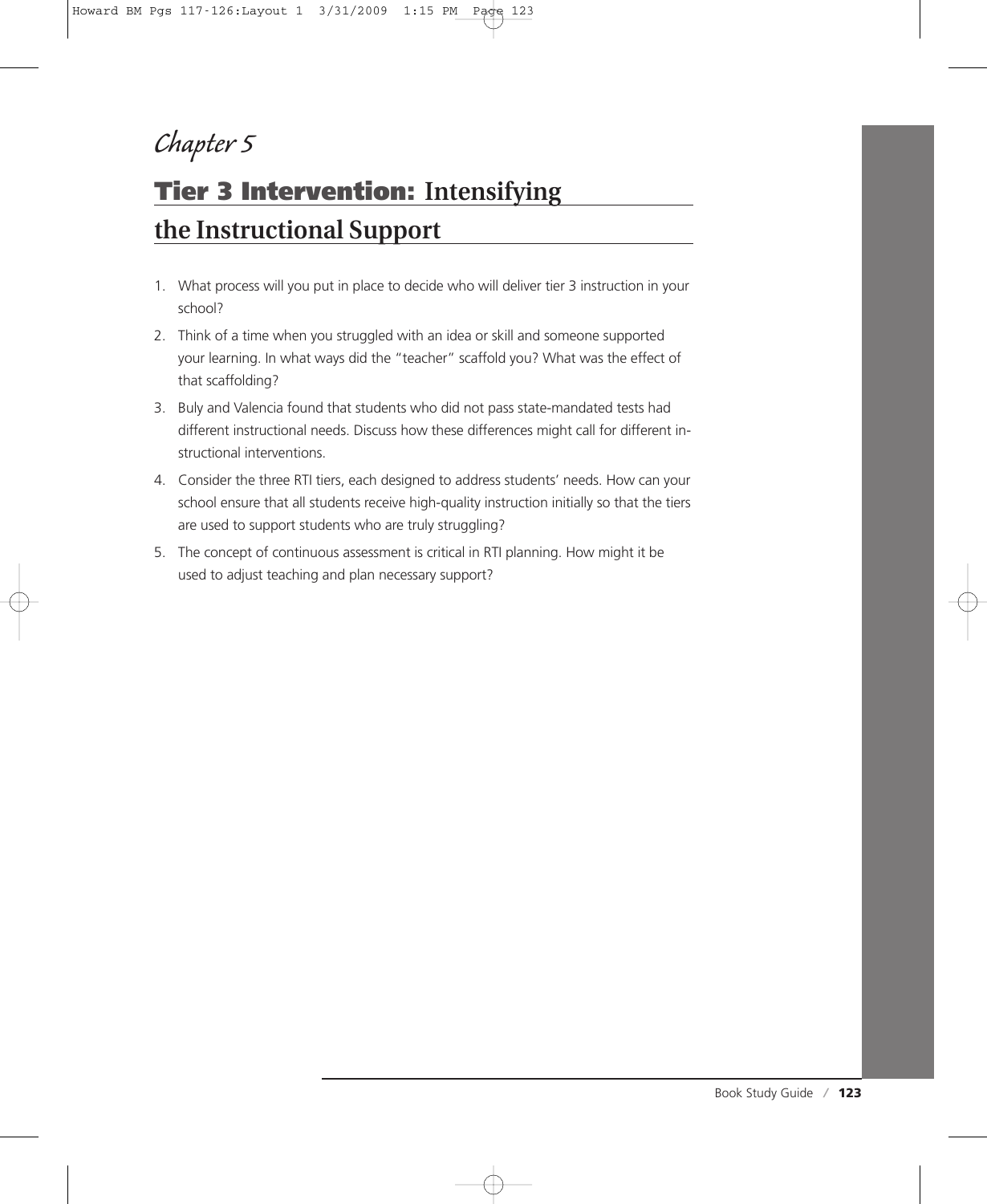*Chapter 5*

# **Tier 3 Intervention:** Intensifying the Instructional Support

1. What process will you put in place to decide who will deliver tier 3 instruction in your school?
2. Think of a time when you struggled with an idea or skill and someone supported your learning. In what ways did the "teacher" scaffold you? What was the effect of that scaffolding?
3. Buly and Valencia found that students who did not pass state-mandated tests had different instructional needs. Discuss how these differences might call for different instructional interventions.
4. Consider the three RTI tiers, each designed to address students' needs. How can your school ensure that all students receive high-quality instruction initially so that the tiers are used to support students who are truly struggling?
5. The concept of continuous assessment is critical in RTI planning. How might it be used to adjust teaching and plan necessary support?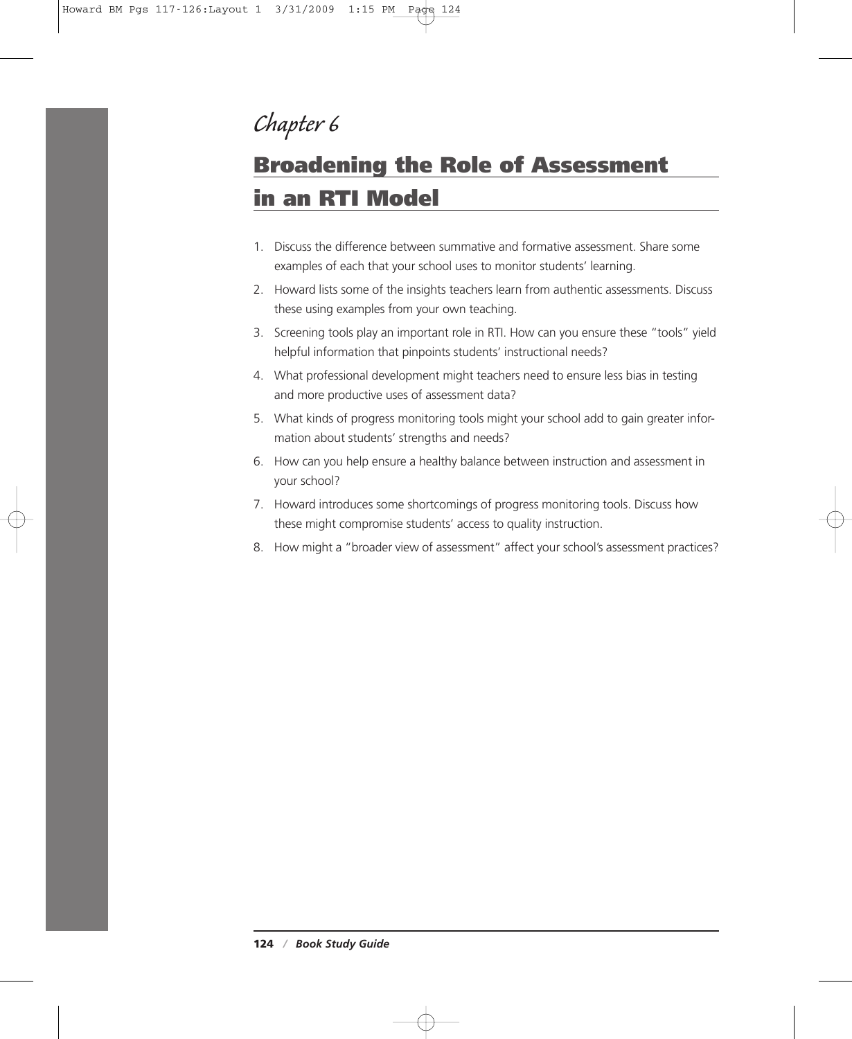*Chapter 6*

# Broadening the Role of Assessment in an RTI Model

1. Discuss the difference between summative and formative assessment. Share some examples of each that your school uses to monitor students' learning.
2. Howard lists some of the insights teachers learn from authentic assessments. Discuss these using examples from your own teaching.
3. Screening tools play an important role in RTI. How can you ensure these "tools" yield helpful information that pinpoints students' instructional needs?
4. What professional development might teachers need to ensure less bias in testing and more productive uses of assessment data?
5. What kinds of progress monitoring tools might your school add to gain greater information about students' strengths and needs?
6. How can you help ensure a healthy balance between instruction and assessment in your school?
7. Howard introduces some shortcomings of progress monitoring tools. Discuss how these might compromise students' access to quality instruction.
8. How might a "broader view of assessment" affect your school's assessment practices?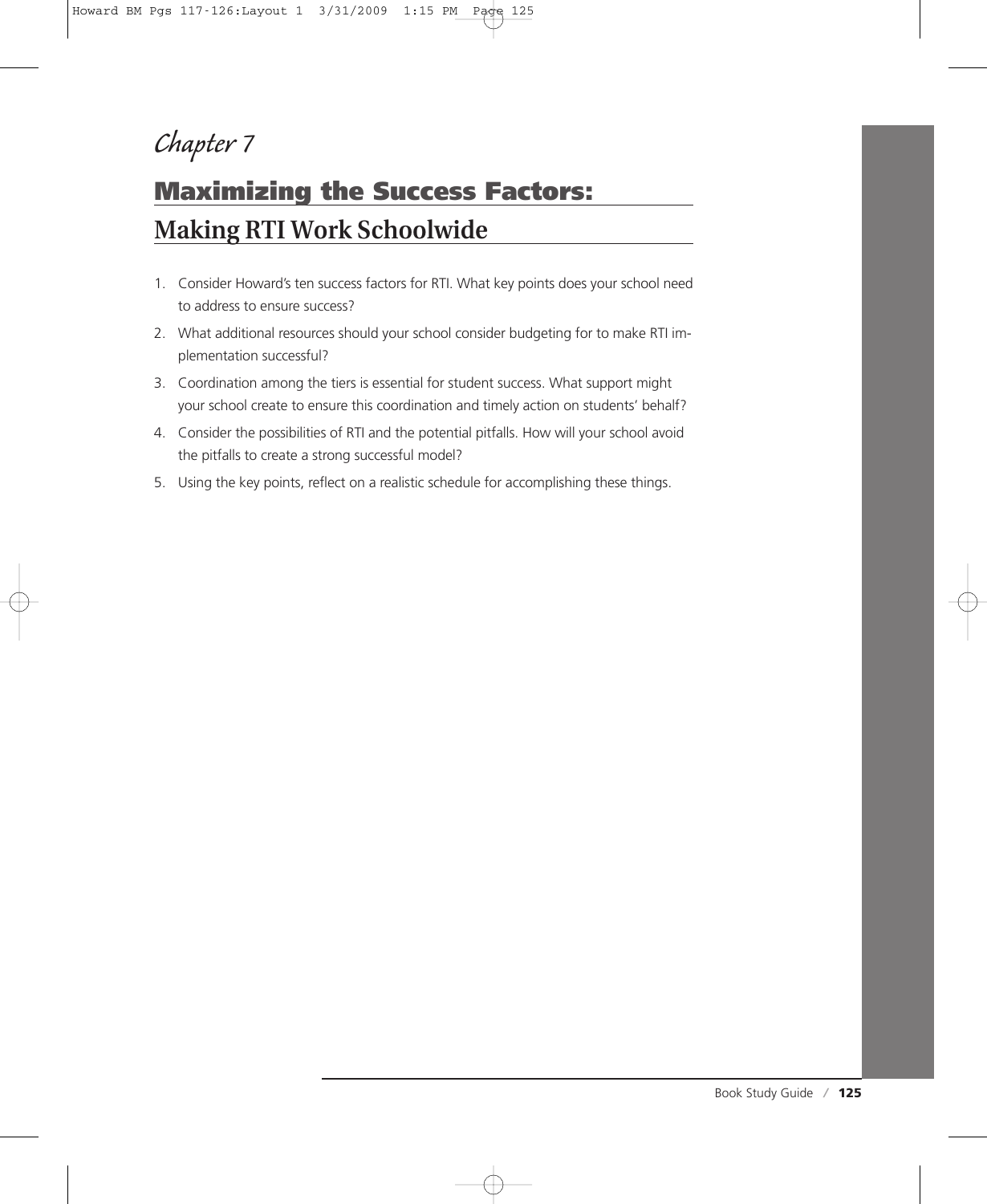*Chapter 7*

# Maximizing the Success Factors:

## Making RTI Work Schoolwide

1. Consider Howard's ten success factors for RTI. What key points does your school need to address to ensure success?
2. What additional resources should your school consider budgeting for to make RTI implementation successful?
3. Coordination among the tiers is essential for student success. What support might your school create to ensure this coordination and timely action on students' behalf?
4. Consider the possibilities of RTI and the potential pitfalls. How will your school avoid the pitfalls to create a strong successful model?
5. Using the key points, reflect on a realistic schedule for accomplishing these things.